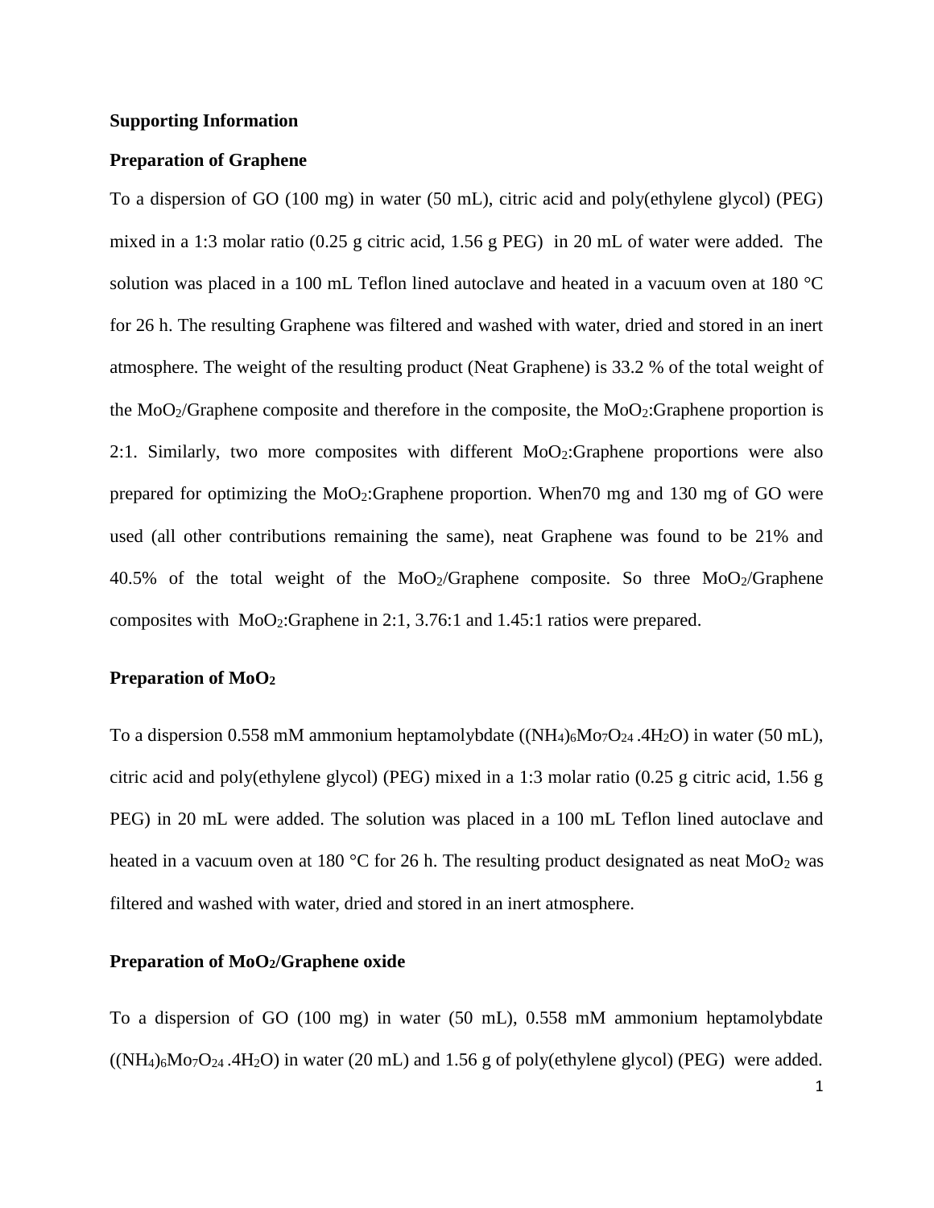**Supporting Information**

**Preparation of Graphene**

To a dispersion of GO (100 mg) in water (50 mL), citric acid and poly(ethylene glycol) (PEG) mixed in a 1:3 molar ratio (0.25 g citric acid, 1.56 g PEG) in 20 mL of water were added. The solution was placed in a 100 mL Teflon lined autoclave and heated in a vacuum oven at 180 °C for 26 h. The resulting Graphene was filtered and washed with water, dried and stored in an inert atmosphere. The weight of the resulting product (Neat Graphene) is 33.2 % of the total weight of the $MoO_2$/Graphene composite and therefore in the composite, the $MoO_2$:Graphene proportion is 2:1. Similarly, two more composites with different $MoO_2$:Graphene proportions were also prepared for optimizing the $MoO_2$:Graphene proportion. When70 mg and 130 mg of GO were used (all other contributions remaining the same), neat Graphene was found to be 21% and 40.5% of the total weight of the $MoO_2$/Graphene composite. So three $MoO_2$/Graphene composites with $MoO_2$:Graphene in 2:1, 3.76:1 and 1.45:1 ratios were prepared.

**Preparation of $MoO_2$**

To a dispersion 0.558 mM ammonium heptamolybdate ($(NH_4)_6Mo_7O_{24}.4H_2O$) in water (50 mL), citric acid and poly(ethylene glycol) (PEG) mixed in a 1:3 molar ratio (0.25 g citric acid, 1.56 g PEG) in 20 mL were added. The solution was placed in a 100 mL Teflon lined autoclave and heated in a vacuum oven at 180 °C for 26 h. The resulting product designated as neat $MoO_2$ was filtered and washed with water, dried and stored in an inert atmosphere.

**Preparation of $MoO_2$/Graphene oxide**

To a dispersion of GO (100 mg) in water (50 mL), 0.558 mM ammonium heptamolybdate ($(NH_4)_6Mo_7O_{24}.4H_2O$) in water (20 mL) and 1.56 g of poly(ethylene glycol) (PEG) were added.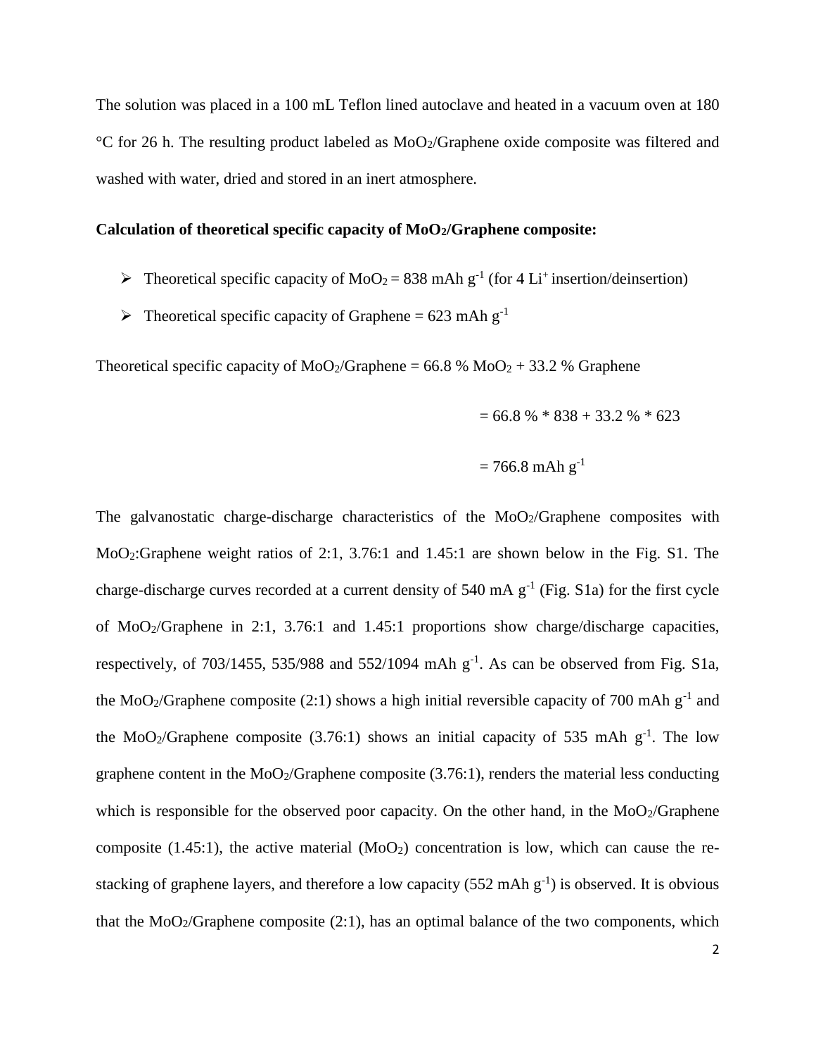The solution was placed in a 100 mL Teflon lined autoclave and heated in a vacuum oven at 180 °C for 26 h. The resulting product labeled as $MoO_2$/Graphene oxide composite was filtered and washed with water, dried and stored in an inert atmosphere.

**Calculation of theoretical specific capacity of $MoO_2$/Graphene composite:**

- Theoretical specific capacity of $MoO_2$ = 838 mAh $g^{-1}$ (for 4 $Li^+$ insertion/deinsertion)
- Theoretical specific capacity of Graphene = 623 mAh $g^{-1}$

Theoretical specific capacity of $MoO_2$/Graphene = 66.8 % $MoO_2$ + 33.2 % Graphene

= 66.8 % * 838 + 33.2 % * 623

= 766.8 mAh $g^{-1}$

The galvanostatic charge-discharge characteristics of the $MoO_2$/Graphene composites with $MoO_2$:Graphene weight ratios of 2:1, 3.76:1 and 1.45:1 are shown below in the Fig. S1. The charge-discharge curves recorded at a current density of 540 mA $g^{-1}$ (Fig. S1a) for the first cycle of $MoO_2$/Graphene in 2:1, 3.76:1 and 1.45:1 proportions show charge/discharge capacities, respectively, of 703/1455, 535/988 and 552/1094 mAh $g^{-1}$. As can be observed from Fig. S1a, the $MoO_2$/Graphene composite (2:1) shows a high initial reversible capacity of 700 mAh $g^{-1}$ and the $MoO_2$/Graphene composite (3.76:1) shows an initial capacity of 535 mAh $g^{-1}$. The low graphene content in the $MoO_2$/Graphene composite (3.76:1), renders the material less conducting which is responsible for the observed poor capacity. On the other hand, in the $MoO_2$/Graphene composite (1.45:1), the active material ($MoO_2$) concentration is low, which can cause the re-stacking of graphene layers, and therefore a low capacity (552 mAh $g^{-1}$) is observed. It is obvious that the $MoO_2$/Graphene composite (2:1), has an optimal balance of the two components, which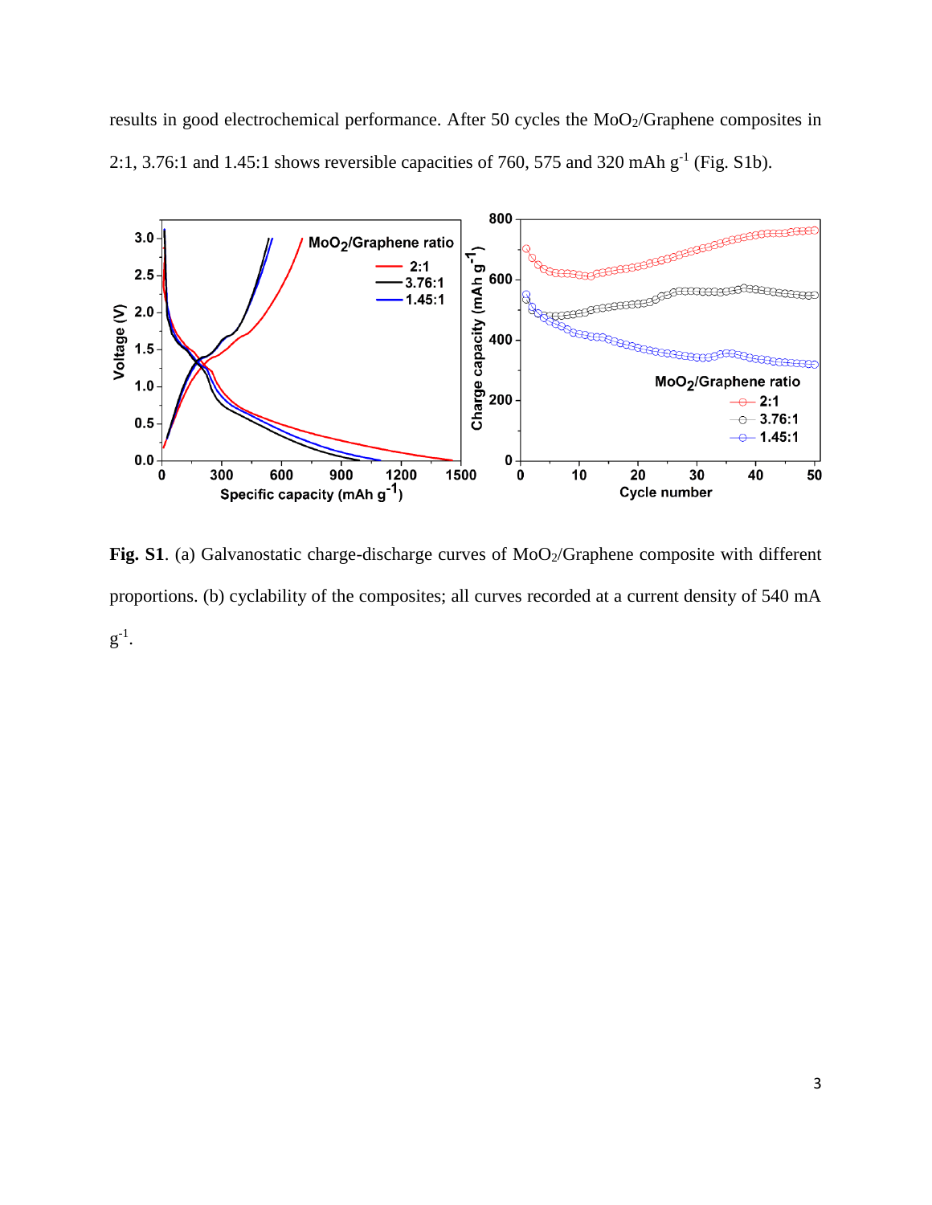results in good electrochemical performance. After 50 cycles the $MoO_2$/Graphene composites in 2:1, 3.76:1 and 1.45:1 shows reversible capacities of 760, 575 and 320 mAh $g^{-1}$ (Fig. S1b).

**Fig. S1**. (a) Galvanostatic charge-discharge curves of $MoO_2$/Graphene composite with different proportions. (b) cyclability of the composites; all curves recorded at a current density of 540 mA $g^{-1}$.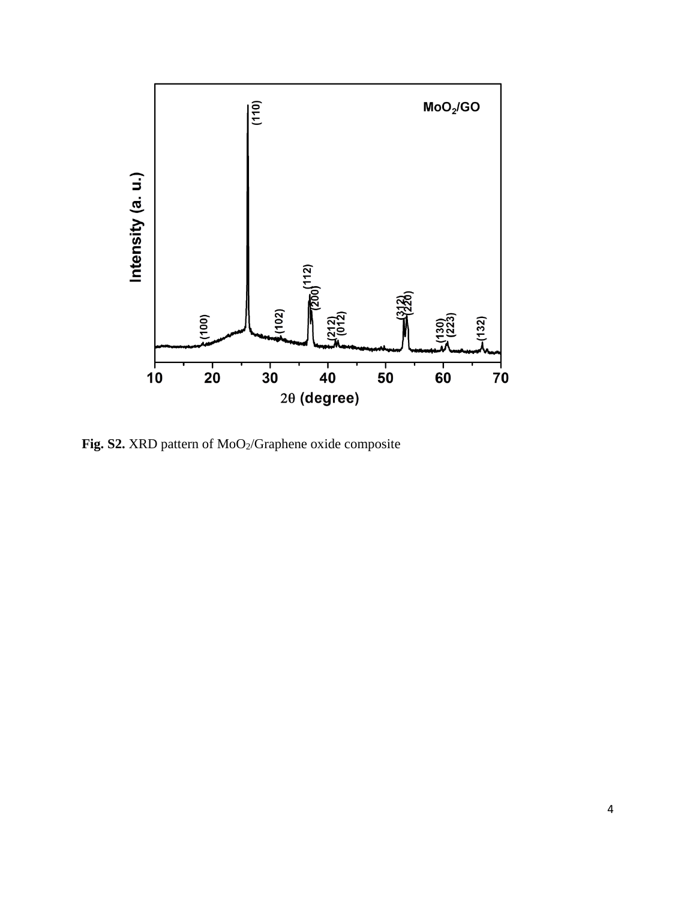**Fig. S2.** XRD pattern of $MoO_2$/Graphene oxide composite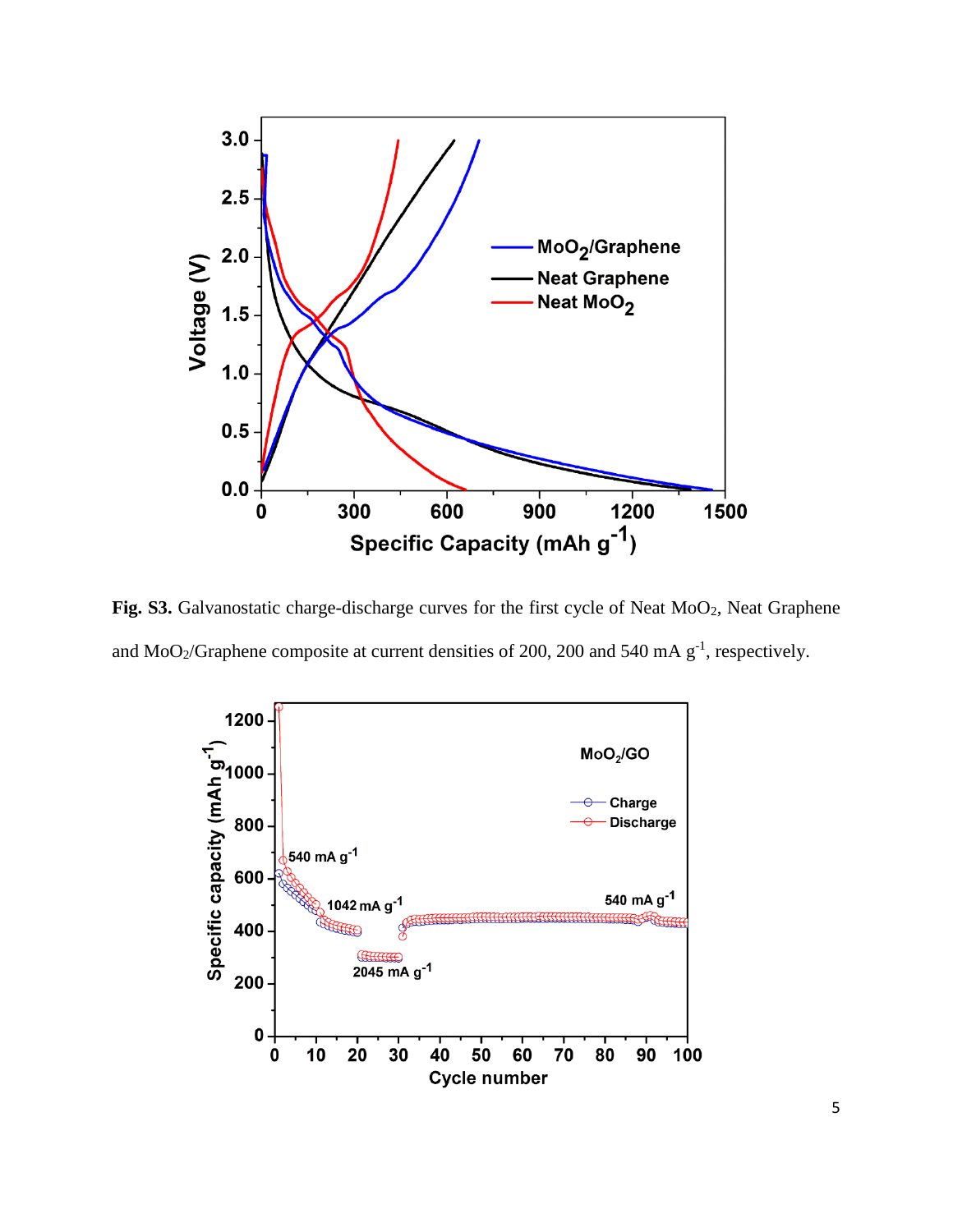**Fig. S3.** Galvanostatic charge-discharge curves for the first cycle of Neat $MoO_2$, Neat Graphene and $MoO_2$/Graphene composite at current densities of 200, 200 and 540 mA $g^{-1}$, respectively.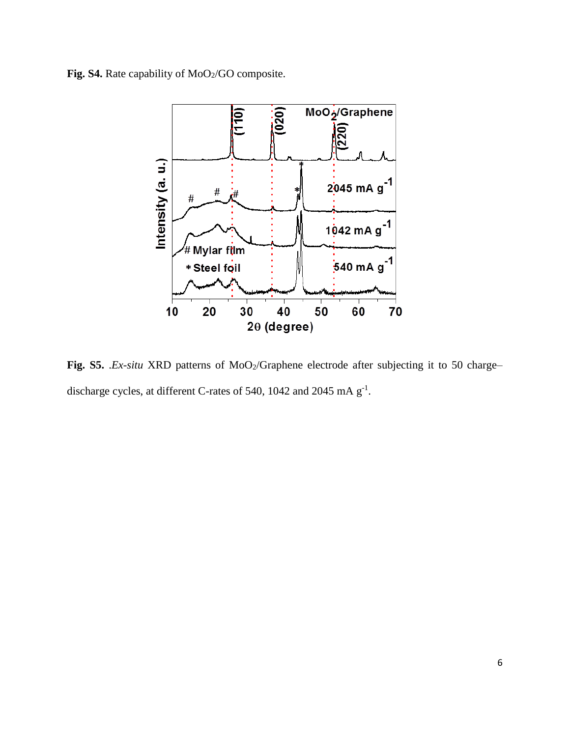**Fig. S4.** Rate capability of $MoO_2$/GO composite.

MoO2/Graphene

(110)

(020)

(220)

2045 mA g-1

1042 mA g-1

540 mA g-1

# Mylar film

* Steel foil

Intensity (a. u.)

2θ (degree)

10 20 30 40 50 60 70

**Fig. S5.** .*Ex-situ* XRD patterns of $MoO_2$/Graphene electrode after subjecting it to 50 charge–discharge cycles, at different C-rates of 540, 1042 and 2045 mA $g^{-1}$.